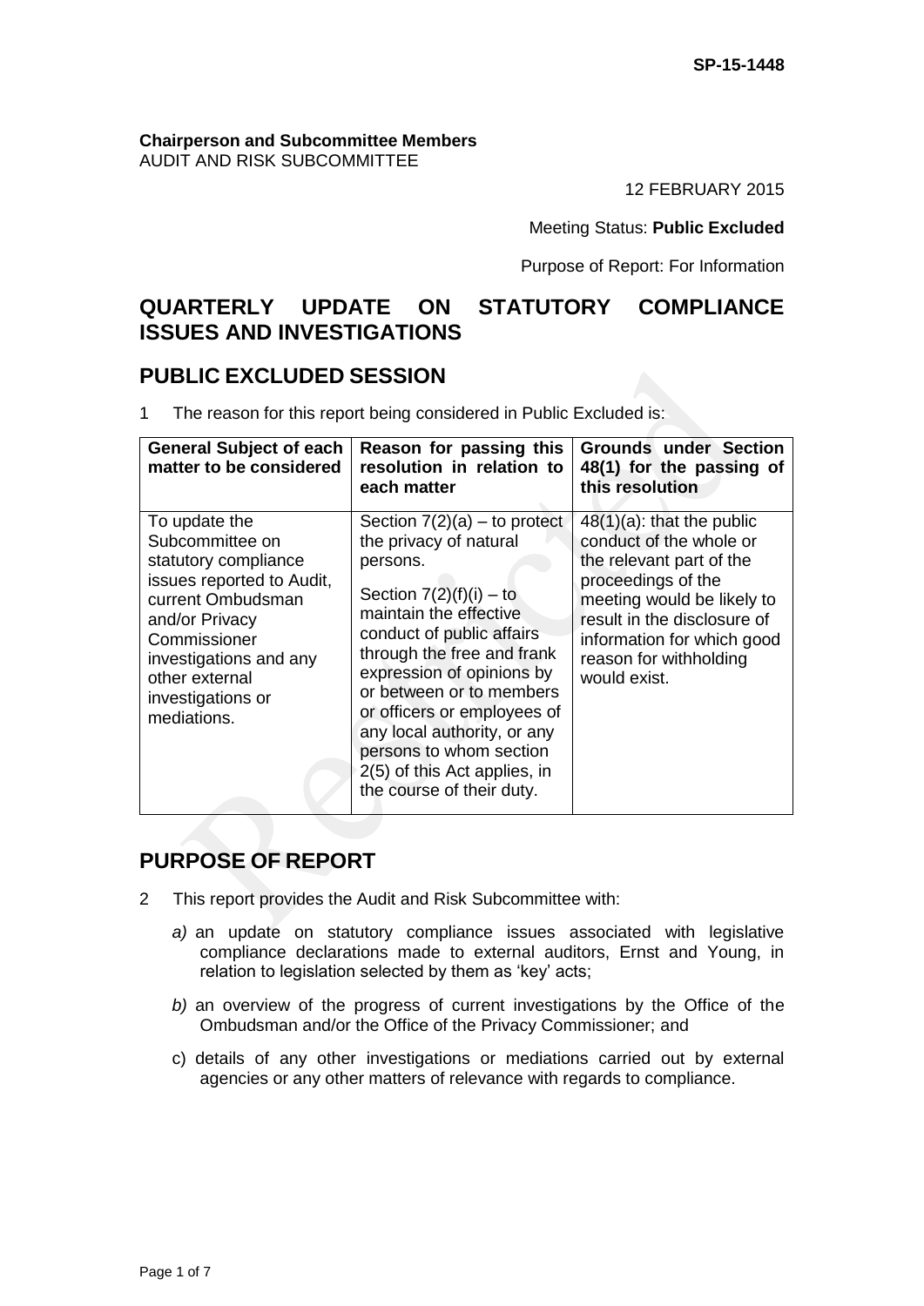SP-15-1448

**Chairperson and Subcommittee Members**
AUDIT AND RISK SUBCOMMITTEE

12 FEBRUARY 2015

Meeting Status: **Public Excluded**

Purpose of Report: For Information

# QUARTERLY UPDATE ON STATUTORY COMPLIANCE ISSUES AND INVESTIGATIONS

## PUBLIC EXCLUDED SESSION

1 The reason for this report being considered in Public Excluded is:

| General Subject of each matter to be considered | Reason for passing this resolution in relation to each matter | Grounds under Section 48(1) for the passing of this resolution |
|---|---|---|
| To update the Subcommittee on statutory compliance issues reported to Audit, current Ombudsman and/or Privacy Commissioner investigations and any other external investigations or mediations. | Section 7(2)(a) – to protect the privacy of natural persons.<br><br>Section 7(2)(f)(i) – to maintain the effective conduct of public affairs through the free and frank expression of opinions by or between or to members or officers or employees of any local authority, or any persons to whom section 2(5) of this Act applies, in the course of their duty. | 48(1)(a): that the public conduct of the whole or the relevant part of the proceedings of the meeting would be likely to result in the disclosure of information for which good reason for withholding would exist. |

## PURPOSE OF REPORT

2 This report provides the Audit and Risk Subcommittee with:

*a)* an update on statutory compliance issues associated with legislative compliance declarations made to external auditors, Ernst and Young, in relation to legislation selected by them as 'key' acts;

*b)* an overview of the progress of current investigations by the Office of the Ombudsman and/or the Office of the Privacy Commissioner; and

c) details of any other investigations or mediations carried out by external agencies or any other matters of relevance with regards to compliance.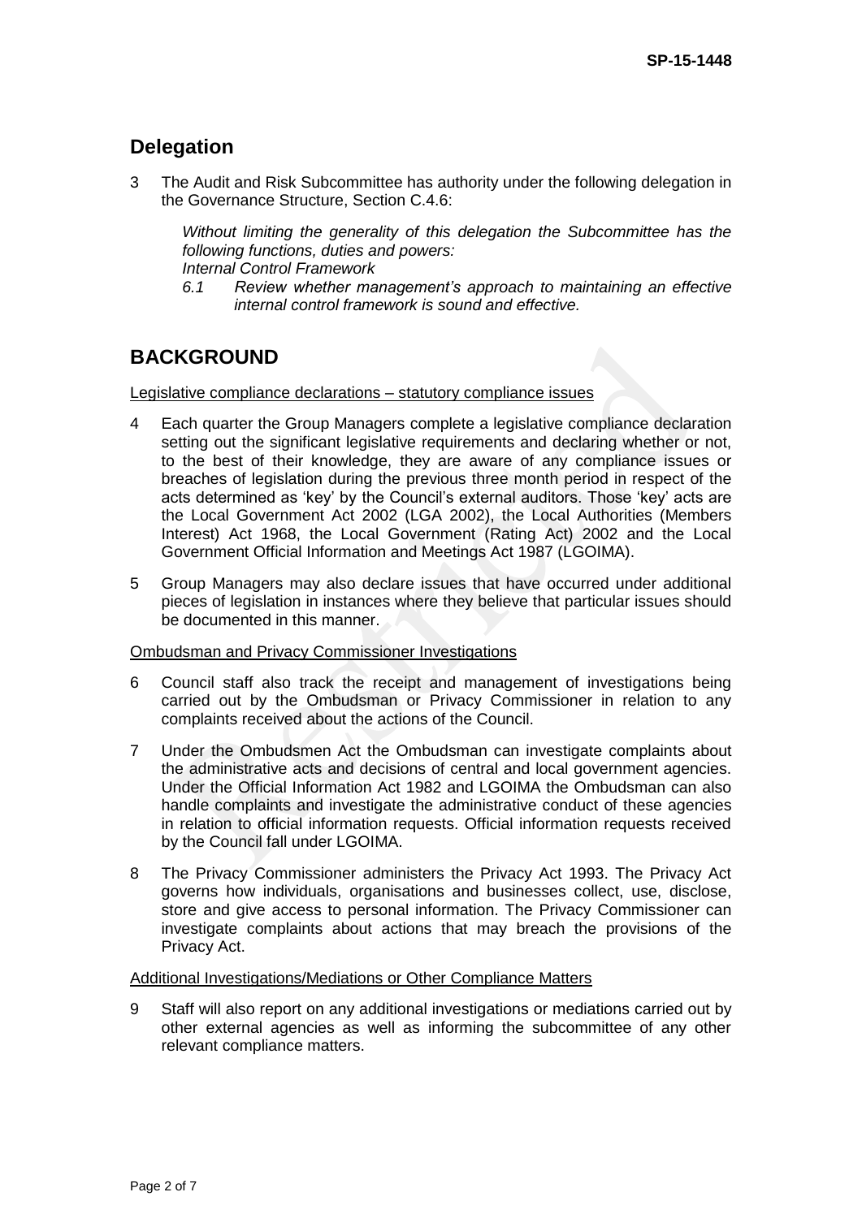## Delegation

3 The Audit and Risk Subcommittee has authority under the following delegation in the Governance Structure, Section C.4.6:

> *Without limiting the generality of this delegation the Subcommittee has the following functions, duties and powers:*
> *Internal Control Framework*
> *6.1 Review whether management's approach to maintaining an effective internal control framework is sound and effective.*

## BACKGROUND

Legislative compliance declarations – statutory compliance issues

4 Each quarter the Group Managers complete a legislative compliance declaration setting out the significant legislative requirements and declaring whether or not, to the best of their knowledge, they are aware of any compliance issues or breaches of legislation during the previous three month period in respect of the acts determined as 'key' by the Council's external auditors. Those 'key' acts are the Local Government Act 2002 (LGA 2002), the Local Authorities (Members Interest) Act 1968, the Local Government (Rating Act) 2002 and the Local Government Official Information and Meetings Act 1987 (LGOIMA).

5 Group Managers may also declare issues that have occurred under additional pieces of legislation in instances where they believe that particular issues should be documented in this manner.

Ombudsman and Privacy Commissioner Investigations

6 Council staff also track the receipt and management of investigations being carried out by the Ombudsman or Privacy Commissioner in relation to any complaints received about the actions of the Council.

7 Under the Ombudsmen Act the Ombudsman can investigate complaints about the administrative acts and decisions of central and local government agencies. Under the Official Information Act 1982 and LGOIMA the Ombudsman can also handle complaints and investigate the administrative conduct of these agencies in relation to official information requests. Official information requests received by the Council fall under LGOIMA.

8 The Privacy Commissioner administers the Privacy Act 1993. The Privacy Act governs how individuals, organisations and businesses collect, use, disclose, store and give access to personal information. The Privacy Commissioner can investigate complaints about actions that may breach the provisions of the Privacy Act.

Additional Investigations/Mediations or Other Compliance Matters

9 Staff will also report on any additional investigations or mediations carried out by other external agencies as well as informing the subcommittee of any other relevant compliance matters.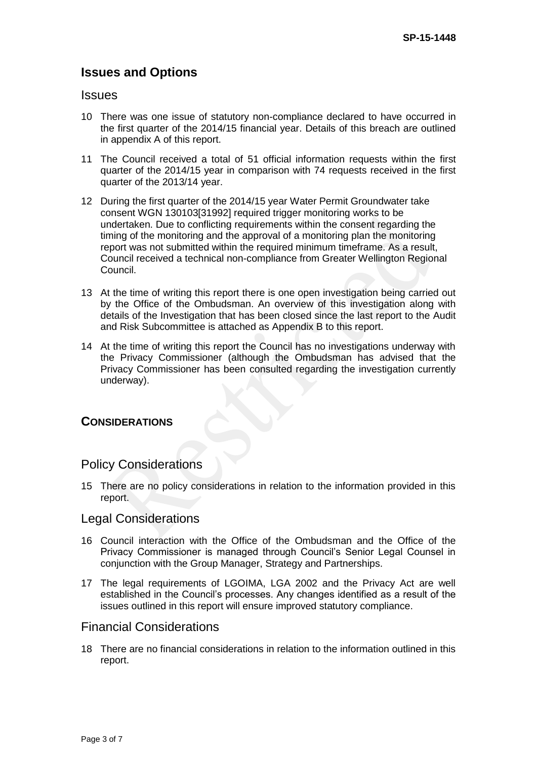## Issues and Options

### Issues

10 There was one issue of statutory non-compliance declared to have occurred in the first quarter of the 2014/15 financial year. Details of this breach are outlined in appendix A of this report.

11 The Council received a total of 51 official information requests within the first quarter of the 2014/15 year in comparison with 74 requests received in the first quarter of the 2013/14 year.

12 During the first quarter of the 2014/15 year Water Permit Groundwater take consent WGN 130103[31992] required trigger monitoring works to be undertaken. Due to conflicting requirements within the consent regarding the timing of the monitoring and the approval of a monitoring plan the monitoring report was not submitted within the required minimum timeframe. As a result, Council received a technical non-compliance from Greater Wellington Regional Council.

13 At the time of writing this report there is one open investigation being carried out by the Office of the Ombudsman. An overview of this investigation along with details of the Investigation that has been closed since the last report to the Audit and Risk Subcommittee is attached as Appendix B to this report.

14 At the time of writing this report the Council has no investigations underway with the Privacy Commissioner (although the Ombudsman has advised that the Privacy Commissioner has been consulted regarding the investigation currently underway).

## CONSIDERATIONS

### Policy Considerations

15 There are no policy considerations in relation to the information provided in this report.

### Legal Considerations

16 Council interaction with the Office of the Ombudsman and the Office of the Privacy Commissioner is managed through Council's Senior Legal Counsel in conjunction with the Group Manager, Strategy and Partnerships.

17 The legal requirements of LGOIMA, LGA 2002 and the Privacy Act are well established in the Council's processes. Any changes identified as a result of the issues outlined in this report will ensure improved statutory compliance.

### Financial Considerations

18 There are no financial considerations in relation to the information outlined in this report.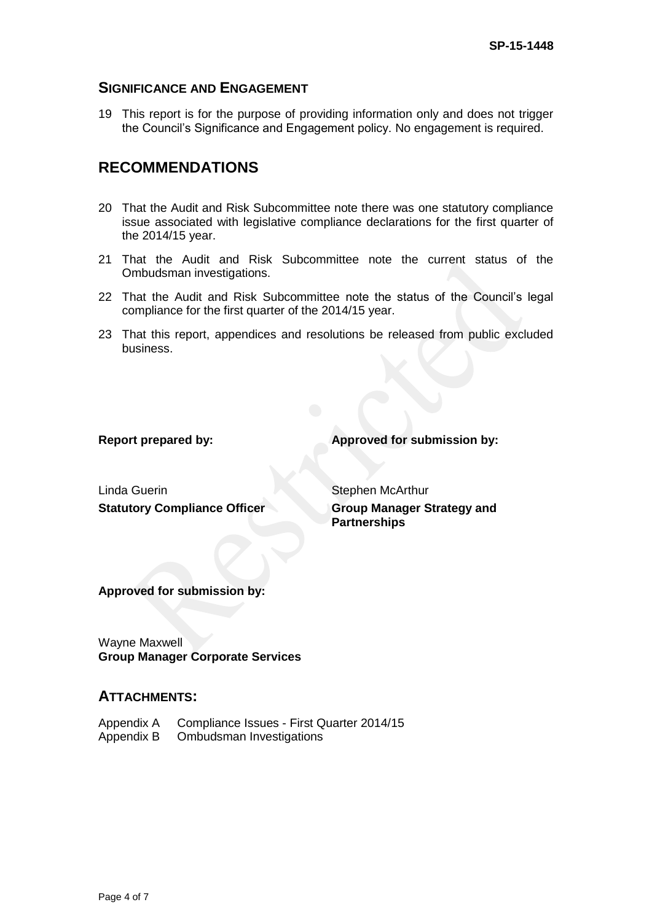## Significance and Engagement

19 This report is for the purpose of providing information only and does not trigger the Council's Significance and Engagement policy. No engagement is required.

# RECOMMENDATIONS

20 That the Audit and Risk Subcommittee note there was one statutory compliance issue associated with legislative compliance declarations for the first quarter of the 2014/15 year.

21 That the Audit and Risk Subcommittee note the current status of the Ombudsman investigations.

22 That the Audit and Risk Subcommittee note the status of the Council's legal compliance for the first quarter of the 2014/15 year.

23 That this report, appendices and resolutions be released from public excluded business.

| **Report prepared by:** | **Approved for submission by:** |
|---|---|
| Linda Guerin | Stephen McArthur |
| **Statutory Compliance Officer** | **Group Manager Strategy and Partnerships** |

**Approved for submission by:**

Wayne Maxwell
**Group Manager Corporate Services**

## Attachments:

Appendix A Compliance Issues - First Quarter 2014/15
Appendix B Ombudsman Investigations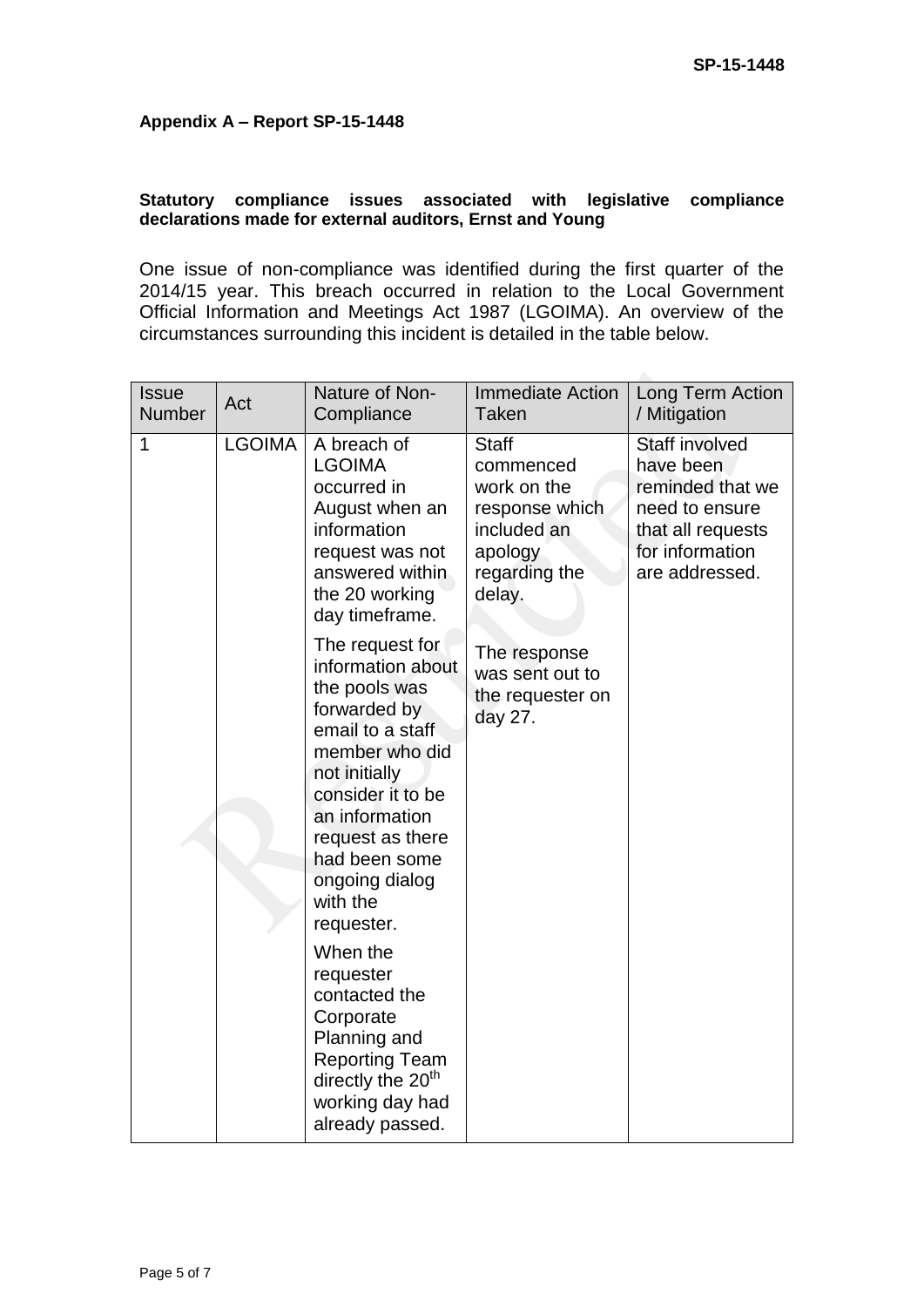**Appendix A – Report SP-15-1448**

**Statutory compliance issues associated with legislative compliance declarations made for external auditors, Ernst and Young**

One issue of non-compliance was identified during the first quarter of the 2014/15 year. This breach occurred in relation to the Local Government Official Information and Meetings Act 1987 (LGOIMA). An overview of the circumstances surrounding this incident is detailed in the table below.

| Issue Number | Act | Nature of Non-Compliance | Immediate Action Taken | Long Term Action / Mitigation |
|---|---|---|---|---|
| 1 | LGOIMA | A breach of LGOIMA occurred in August when an information request was not answered within the 20 working day timeframe.<br><br>The request for information about the pools was forwarded by email to a staff member who did not initially consider it to be an information request as there had been some ongoing dialog with the requester.<br><br>When the requester contacted the Corporate Planning and Reporting Team directly the 20th working day had already passed. | Staff commenced work on the response which included an apology regarding the delay.<br><br>The response was sent out to the requester on day 27. | Staff involved have been reminded that we need to ensure that all requests for information are addressed. |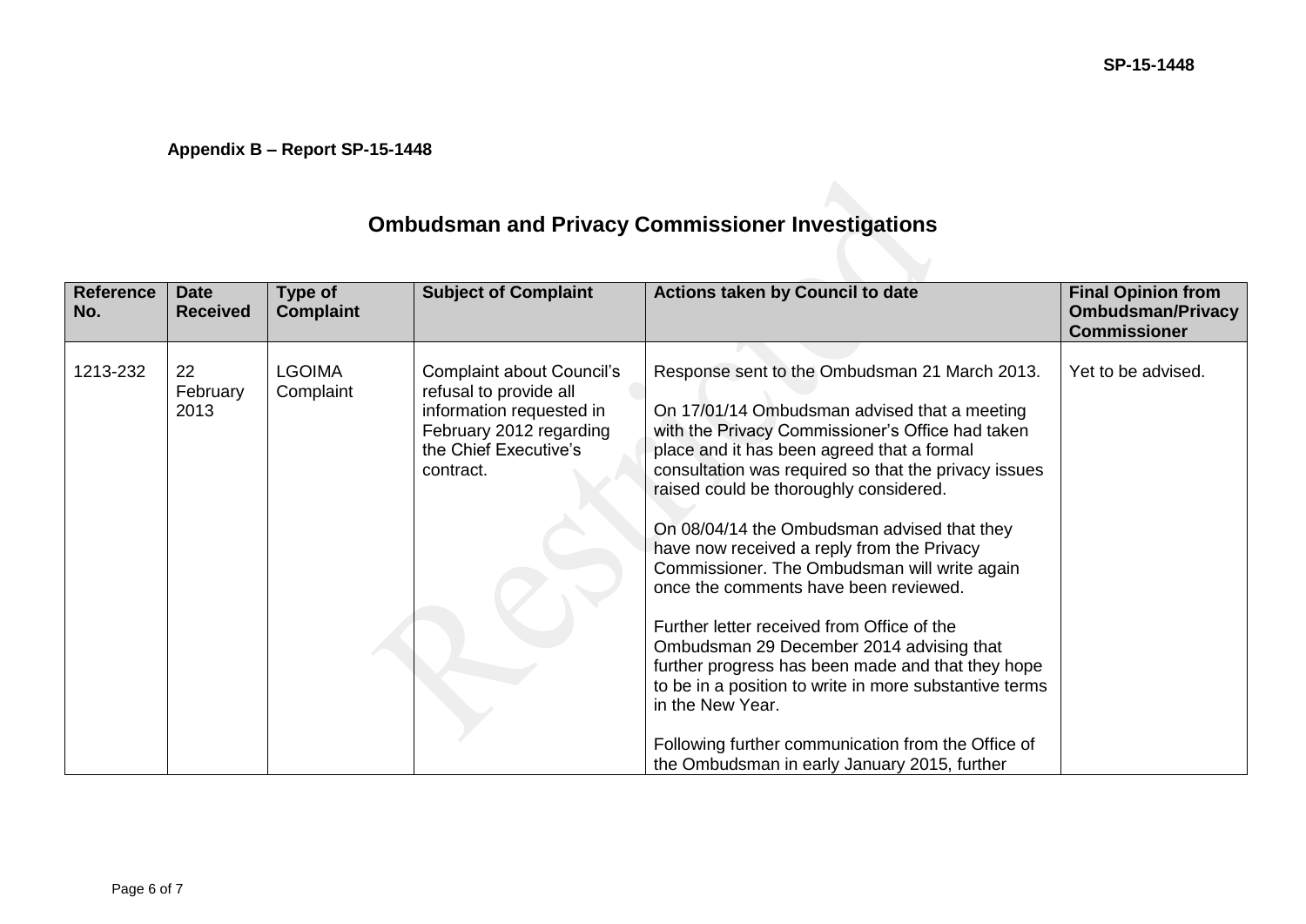**Appendix B – Report SP-15-1448**

# Ombudsman and Privacy Commissioner Investigations

| Reference No. | Date Received | Type of Complaint | Subject of Complaint | Actions taken by Council to date | Final Opinion from Ombudsman/Privacy Commissioner |
|---|---|---|---|---|---|
| 1213-232 | 22 February 2013 | LGOIMA Complaint | Complaint about Council's refusal to provide all information requested in February 2012 regarding the Chief Executive's contract. | Response sent to the Ombudsman 21 March 2013.<br><br>On 17/01/14 Ombudsman advised that a meeting with the Privacy Commissioner's Office had taken place and it has been agreed that a formal consultation was required so that the privacy issues raised could be thoroughly considered.<br><br>On 08/04/14 the Ombudsman advised that they have now received a reply from the Privacy Commissioner. The Ombudsman will write again once the comments have been reviewed.<br><br>Further letter received from Office of the Ombudsman 29 December 2014 advising that further progress has been made and that they hope to be in a position to write in more substantive terms in the New Year.<br><br>Following further communication from the Office of the Ombudsman in early January 2015, further | Yet to be advised. |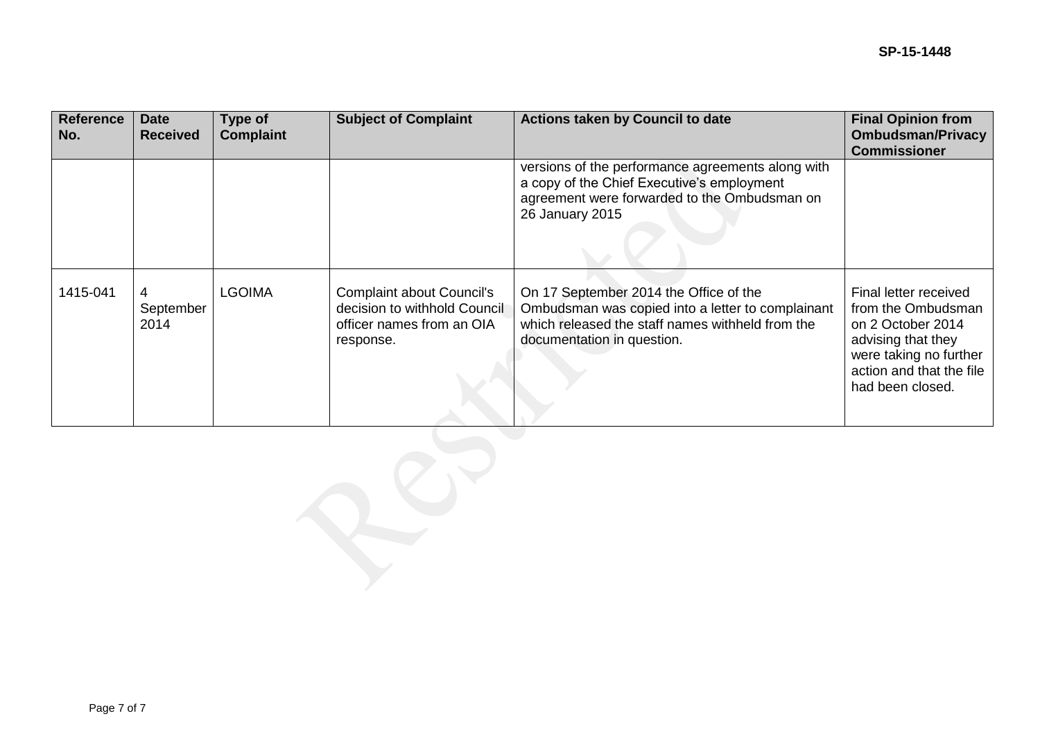SP-15-1448

| Reference No. | Date Received | Type of Complaint | Subject of Complaint | Actions taken by Council to date | Final Opinion from Ombudsman/Privacy Commissioner |
|---|---|---|---|---|---|
| | | | | versions of the performance agreements along with a copy of the Chief Executive's employment agreement were forwarded to the Ombudsman on 26 January 2015 | |
| 1415-041 | 4 September 2014 | LGOIMA | Complaint about Council's decision to withhold Council officer names from an OIA response. | On 17 September 2014 the Office of the Ombudsman was copied into a letter to complainant which released the staff names withheld from the documentation in question. | Final letter received from the Ombudsman on 2 October 2014 advising that they were taking no further action and that the file had been closed. |